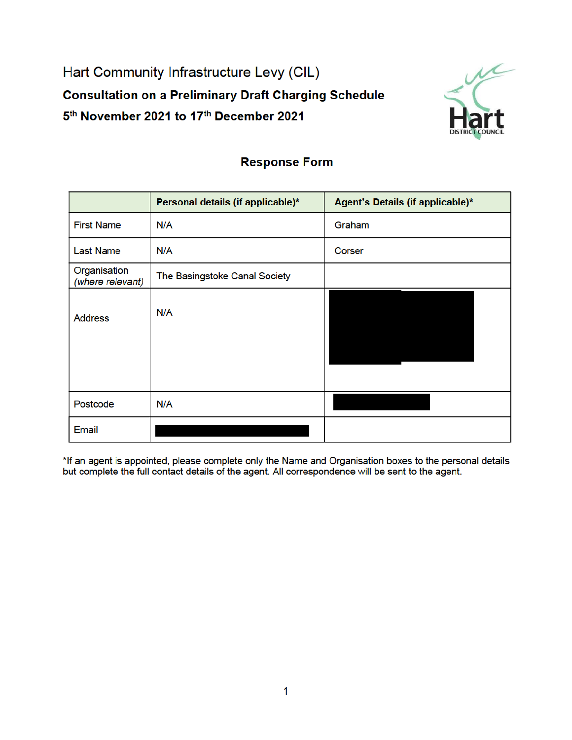# Hart Community Infrastructure Levy (CIL)

## Consultation on a Preliminary Draft Charging Schedule

## 5th November 2021 to 17th December 2021

### Response Form

| | Personal details (if applicable)* | Agent's Details (if applicable)* |
|---|---|---|
| First Name | N/A | Graham |
| Last Name | N/A | Corser |
| Organisation *(where relevant)* | The Basingstoke Canal Society | |
| Address | N/A | |
| Postcode | N/A | |
| Email | | |

*If an agent is appointed, please complete only the Name and Organisation boxes to the personal details but complete the full contact details of the agent. All correspondence will be sent to the agent.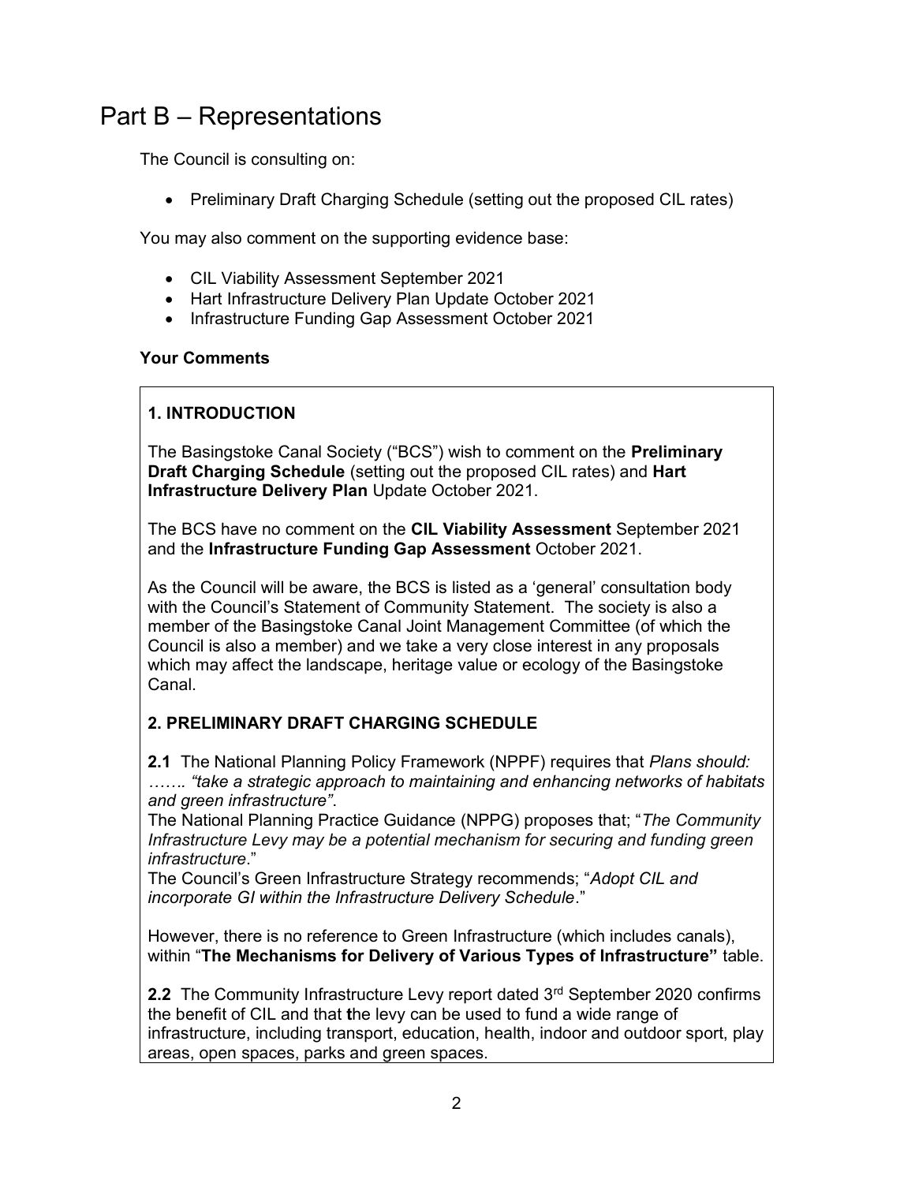# Part B – Representations

The Council is consulting on:

- Preliminary Draft Charging Schedule (setting out the proposed CIL rates)

You may also comment on the supporting evidence base:

- CIL Viability Assessment September 2021
- Hart Infrastructure Delivery Plan Update October 2021
- Infrastructure Funding Gap Assessment October 2021

**Your Comments**

**1. INTRODUCTION**

The Basingstoke Canal Society ("BCS") wish to comment on the **Preliminary Draft Charging Schedule** (setting out the proposed CIL rates) and **Hart Infrastructure Delivery Plan** Update October 2021.

The BCS have no comment on the **CIL Viability Assessment** September 2021 and the **Infrastructure Funding Gap Assessment** October 2021.

As the Council will be aware, the BCS is listed as a 'general' consultation body with the Council's Statement of Community Statement. The society is also a member of the Basingstoke Canal Joint Management Committee (of which the Council is also a member) and we take a very close interest in any proposals which may affect the landscape, heritage value or ecology of the Basingstoke Canal.

**2. PRELIMINARY DRAFT CHARGING SCHEDULE**

**2.1** The National Planning Policy Framework (NPPF) requires that *Plans should: ……. "take a strategic approach to maintaining and enhancing networks of habitats and green infrastructure"*.
The National Planning Practice Guidance (NPPG) proposes that; "*The Community Infrastructure Levy may be a potential mechanism for securing and funding green infrastructure*."
The Council's Green Infrastructure Strategy recommends; "*Adopt CIL and incorporate GI within the Infrastructure Delivery Schedule*."

However, there is no reference to Green Infrastructure (which includes canals), within "**The Mechanisms for Delivery of Various Types of Infrastructure"** table.

**2.2** The Community Infrastructure Levy report dated 3rd September 2020 confirms the benefit of CIL and that **t**he levy can be used to fund a wide range of infrastructure, including transport, education, health, indoor and outdoor sport, play areas, open spaces, parks and green spaces.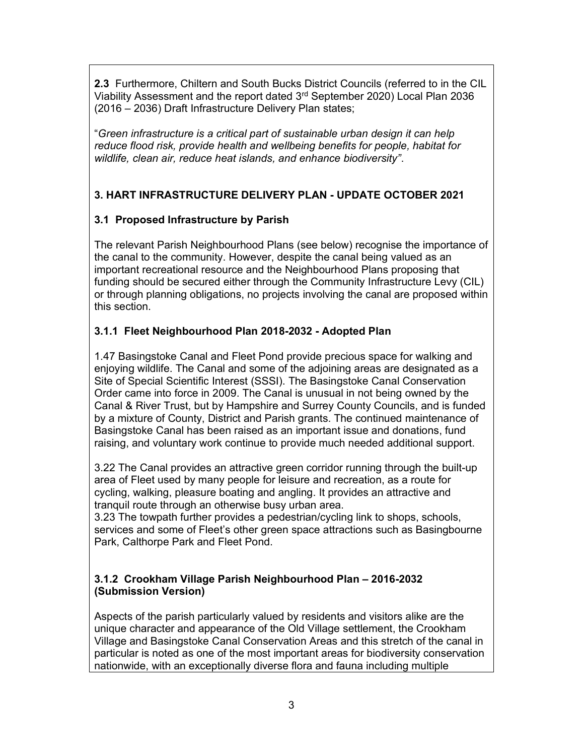**2.3** Furthermore, Chiltern and South Bucks District Councils (referred to in the CIL Viability Assessment and the report dated 3rd September 2020) Local Plan 2036 (2016 – 2036) Draft Infrastructure Delivery Plan states;

"*Green infrastructure is a critical part of sustainable urban design it can help reduce flood risk, provide health and wellbeing benefits for people, habitat for wildlife, clean air, reduce heat islands, and enhance biodiversity"*.

## 3. HART INFRASTRUCTURE DELIVERY PLAN - UPDATE OCTOBER 2021

### 3.1 Proposed Infrastructure by Parish

The relevant Parish Neighbourhood Plans (see below) recognise the importance of the canal to the community. However, despite the canal being valued as an important recreational resource and the Neighbourhood Plans proposing that funding should be secured either through the Community Infrastructure Levy (CIL) or through planning obligations, no projects involving the canal are proposed within this section.

#### 3.1.1 Fleet Neighbourhood Plan 2018-2032 - Adopted Plan

1.47 Basingstoke Canal and Fleet Pond provide precious space for walking and enjoying wildlife. The Canal and some of the adjoining areas are designated as a Site of Special Scientific Interest (SSSI). The Basingstoke Canal Conservation Order came into force in 2009. The Canal is unusual in not being owned by the Canal & River Trust, but by Hampshire and Surrey County Councils, and is funded by a mixture of County, District and Parish grants. The continued maintenance of Basingstoke Canal has been raised as an important issue and donations, fund raising, and voluntary work continue to provide much needed additional support.

3.22 The Canal provides an attractive green corridor running through the built-up area of Fleet used by many people for leisure and recreation, as a route for cycling, walking, pleasure boating and angling. It provides an attractive and tranquil route through an otherwise busy urban area.
3.23 The towpath further provides a pedestrian/cycling link to shops, schools, services and some of Fleet's other green space attractions such as Basingbourne Park, Calthorpe Park and Fleet Pond.

#### 3.1.2 Crookham Village Parish Neighbourhood Plan – 2016-2032 (Submission Version)

Aspects of the parish particularly valued by residents and visitors alike are the unique character and appearance of the Old Village settlement, the Crookham Village and Basingstoke Canal Conservation Areas and this stretch of the canal in particular is noted as one of the most important areas for biodiversity conservation nationwide, with an exceptionally diverse flora and fauna including multiple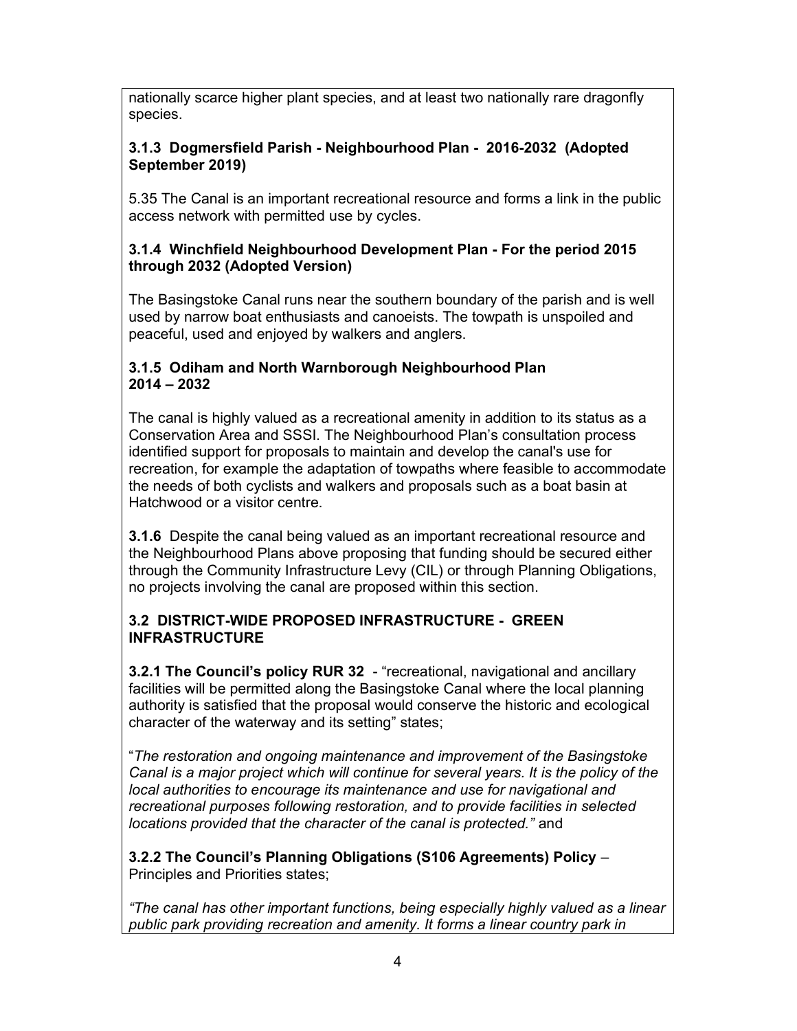nationally scarce higher plant species, and at least two nationally rare dragonfly species.

### 3.1.3 Dogmersfield Parish - Neighbourhood Plan - 2016-2032 (Adopted September 2019)

5.35 The Canal is an important recreational resource and forms a link in the public access network with permitted use by cycles.

### 3.1.4 Winchfield Neighbourhood Development Plan - For the period 2015 through 2032 (Adopted Version)

The Basingstoke Canal runs near the southern boundary of the parish and is well used by narrow boat enthusiasts and canoeists. The towpath is unspoiled and peaceful, used and enjoyed by walkers and anglers.

### 3.1.5 Odiham and North Warnborough Neighbourhood Plan 2014 – 2032

The canal is highly valued as a recreational amenity in addition to its status as a Conservation Area and SSSI. The Neighbourhood Plan's consultation process identified support for proposals to maintain and develop the canal's use for recreation, for example the adaptation of towpaths where feasible to accommodate the needs of both cyclists and walkers and proposals such as a boat basin at Hatchwood or a visitor centre.

**3.1.6** Despite the canal being valued as an important recreational resource and the Neighbourhood Plans above proposing that funding should be secured either through the Community Infrastructure Levy (CIL) or through Planning Obligations, no projects involving the canal are proposed within this section.

## 3.2 DISTRICT-WIDE PROPOSED INFRASTRUCTURE - GREEN INFRASTRUCTURE

**3.2.1 The Council's policy RUR 32** - "recreational, navigational and ancillary facilities will be permitted along the Basingstoke Canal where the local planning authority is satisfied that the proposal would conserve the historic and ecological character of the waterway and its setting" states;

"*The restoration and ongoing maintenance and improvement of the Basingstoke Canal is a major project which will continue for several years. It is the policy of the local authorities to encourage its maintenance and use for navigational and recreational purposes following restoration, and to provide facilities in selected locations provided that the character of the canal is protected."* and

**3.2.2 The Council's Planning Obligations (S106 Agreements) Policy** – Principles and Priorities states;

*"The canal has other important functions, being especially highly valued as a linear public park providing recreation and amenity. It forms a linear country park in*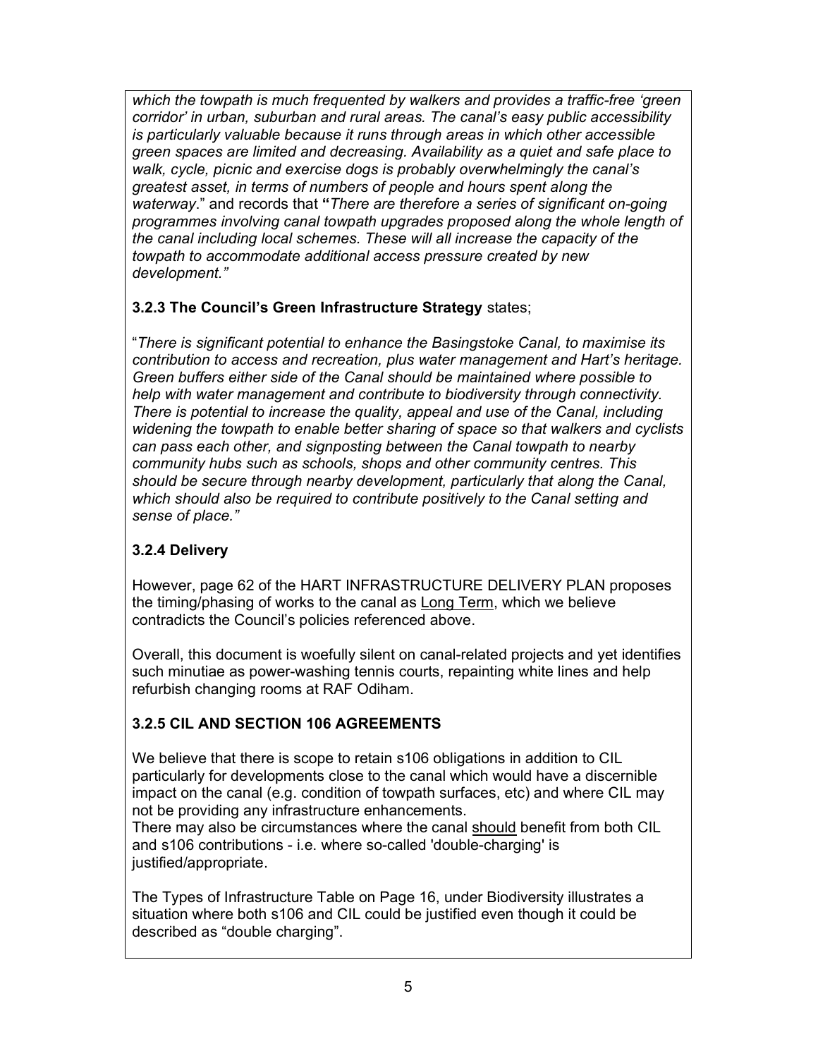*which the towpath is much frequented by walkers and provides a traffic-free 'green corridor' in urban, suburban and rural areas. The canal's easy public accessibility is particularly valuable because it runs through areas in which other accessible green spaces are limited and decreasing. Availability as a quiet and safe place to walk, cycle, picnic and exercise dogs is probably overwhelmingly the canal's greatest asset, in terms of numbers of people and hours spent along the waterway*." and records that **"***There are therefore a series of significant on-going programmes involving canal towpath upgrades proposed along the whole length of the canal including local schemes. These will all increase the capacity of the towpath to accommodate additional access pressure created by new development."*

**3.2.3 The Council's Green Infrastructure Strategy** states;

"*There is significant potential to enhance the Basingstoke Canal, to maximise its contribution to access and recreation, plus water management and Hart's heritage. Green buffers either side of the Canal should be maintained where possible to help with water management and contribute to biodiversity through connectivity. There is potential to increase the quality, appeal and use of the Canal, including widening the towpath to enable better sharing of space so that walkers and cyclists can pass each other, and signposting between the Canal towpath to nearby community hubs such as schools, shops and other community centres. This should be secure through nearby development, particularly that along the Canal, which should also be required to contribute positively to the Canal setting and sense of place."*

**3.2.4 Delivery**

However, page 62 of the HART INFRASTRUCTURE DELIVERY PLAN proposes the timing/phasing of works to the canal as Long Term, which we believe contradicts the Council's policies referenced above.

Overall, this document is woefully silent on canal-related projects and yet identifies such minutiae as power-washing tennis courts, repainting white lines and help refurbish changing rooms at RAF Odiham.

**3.2.5 CIL AND SECTION 106 AGREEMENTS**

We believe that there is scope to retain s106 obligations in addition to CIL particularly for developments close to the canal which would have a discernible impact on the canal (e.g. condition of towpath surfaces, etc) and where CIL may not be providing any infrastructure enhancements.
There may also be circumstances where the canal should benefit from both CIL and s106 contributions - i.e. where so-called 'double-charging' is justified/appropriate.

The Types of Infrastructure Table on Page 16, under Biodiversity illustrates a situation where both s106 and CIL could be justified even though it could be described as "double charging".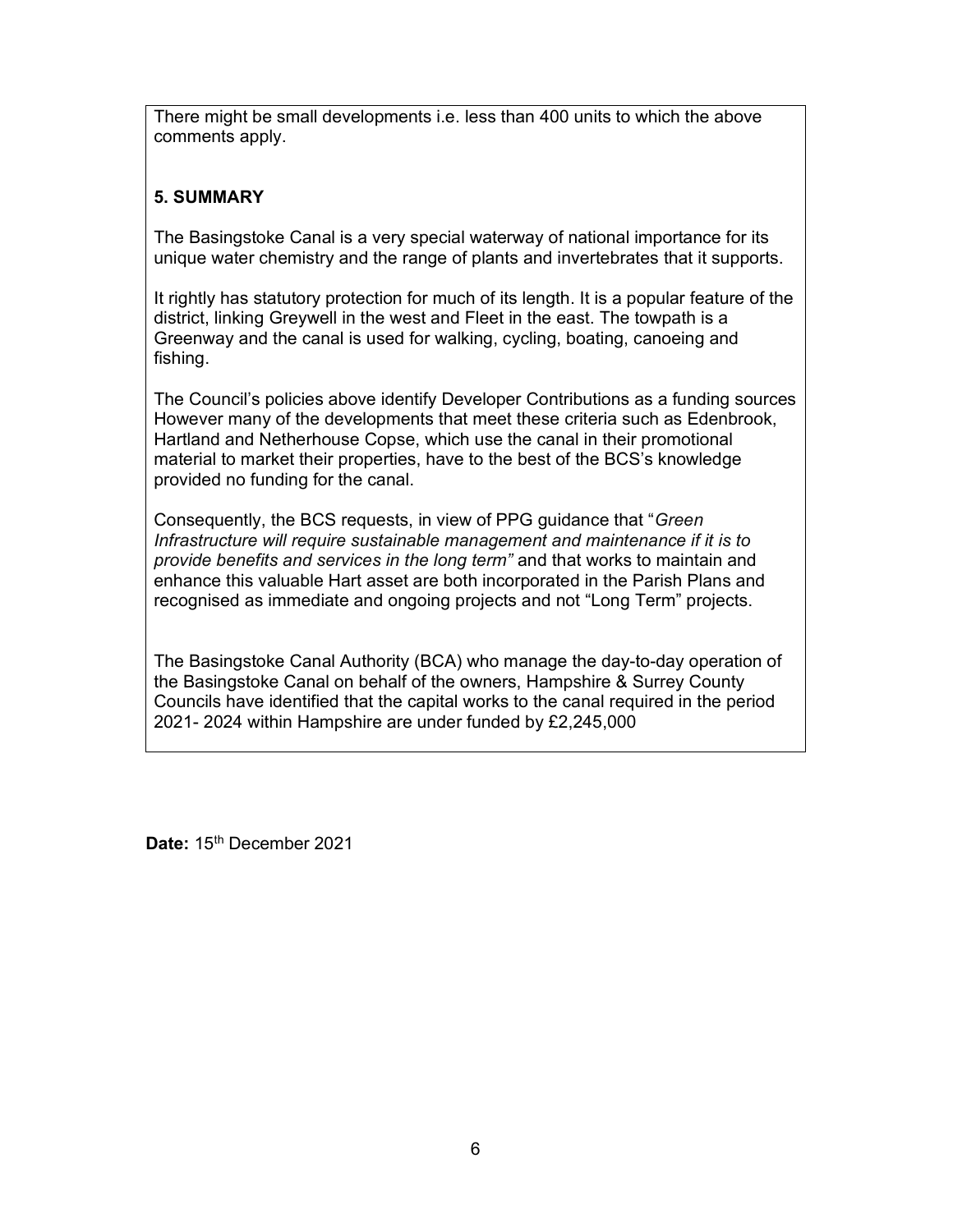There might be small developments i.e. less than 400 units to which the above comments apply.

## 5. SUMMARY

The Basingstoke Canal is a very special waterway of national importance for its unique water chemistry and the range of plants and invertebrates that it supports.

It rightly has statutory protection for much of its length. It is a popular feature of the district, linking Greywell in the west and Fleet in the east. The towpath is a Greenway and the canal is used for walking, cycling, boating, canoeing and fishing.

The Council's policies above identify Developer Contributions as a funding sources However many of the developments that meet these criteria such as Edenbrook, Hartland and Netherhouse Copse, which use the canal in their promotional material to market their properties, have to the best of the BCS's knowledge provided no funding for the canal.

Consequently, the BCS requests, in view of PPG guidance that "*Green Infrastructure will require sustainable management and maintenance if it is to provide benefits and services in the long term"* and that works to maintain and enhance this valuable Hart asset are both incorporated in the Parish Plans and recognised as immediate and ongoing projects and not "Long Term" projects.

The Basingstoke Canal Authority (BCA) who manage the day-to-day operation of the Basingstoke Canal on behalf of the owners, Hampshire & Surrey County Councils have identified that the capital works to the canal required in the period 2021- 2024 within Hampshire are under funded by £2,245,000

**Date:** 15th December 2021